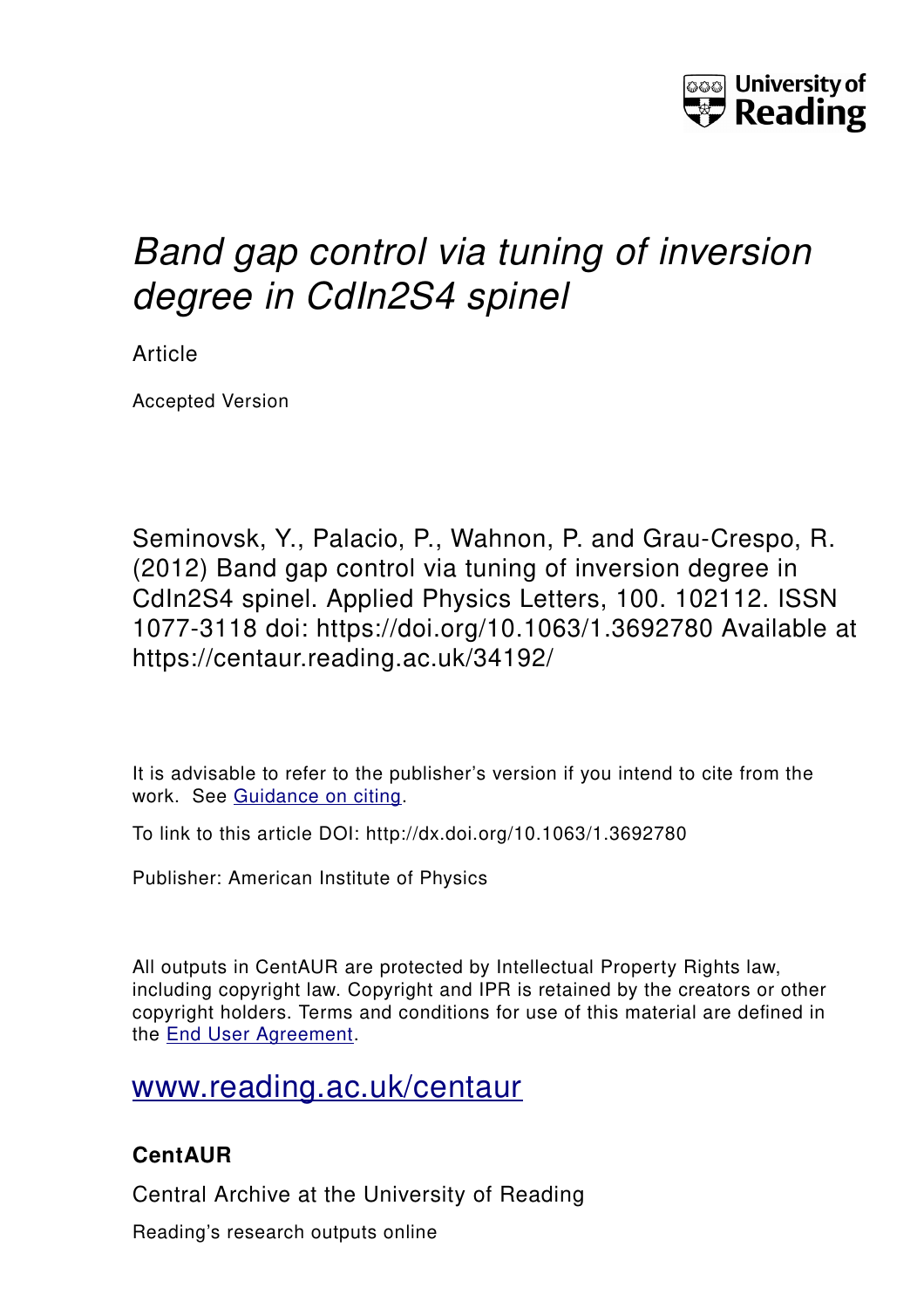# *Band gap control via tuning of inversion degree in CdIn2S4 spinel*

Article

Accepted Version

Seminovsk, Y., Palacio, P., Wahnon, P. and Grau-Crespo, R. (2012) Band gap control via tuning of inversion degree in CdIn2S4 spinel. Applied Physics Letters, 100. 102112. ISSN 1077-3118 doi: https://doi.org/10.1063/1.3692780 Available at https://centaur.reading.ac.uk/34192/

It is advisable to refer to the publisher's version if you intend to cite from the work. See Guidance on citing.

To link to this article DOI: http://dx.doi.org/10.1063/1.3692780

Publisher: American Institute of Physics

All outputs in CentAUR are protected by Intellectual Property Rights law, including copyright law. Copyright and IPR is retained by the creators or other copyright holders. Terms and conditions for use of this material are defined in the End User Agreement.

www.reading.ac.uk/centaur

### CentAUR

Central Archive at the University of Reading

Reading's research outputs online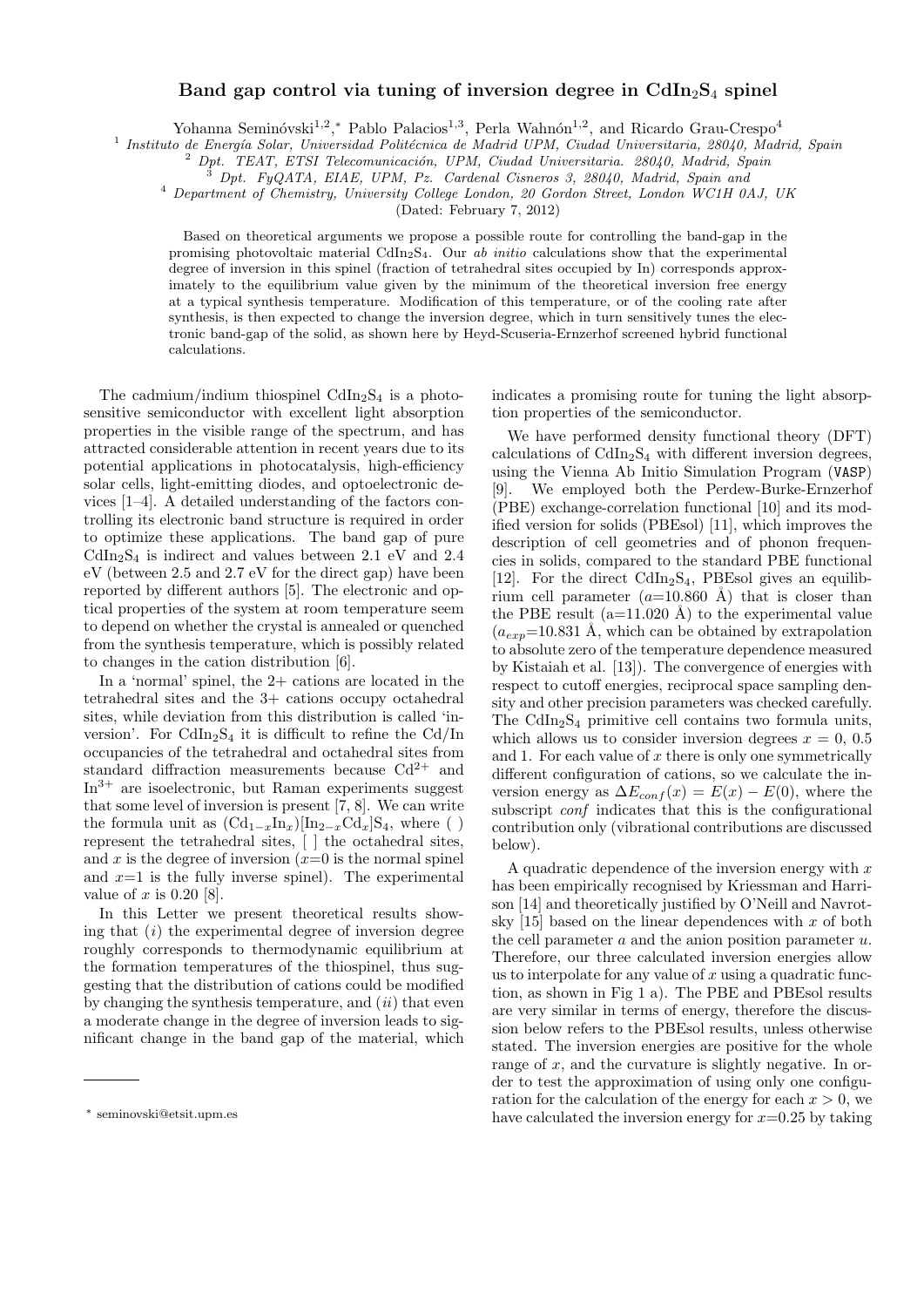# Band gap control via tuning of inversion degree in $CdIn_2S_4$ spinel

Yohanna Seminóvski[1,2,*] Pablo Palacios[1,3], Perla Wahnón[1,2], and Ricardo Grau-Crespo[4]

[1] *Instituto de Energía Solar, Universidad Politécnica de Madrid UPM, Ciudad Universitaria, 28040, Madrid, Spain*
[2] *Dpt. TEAT, ETSI Telecomunicación, UPM, Ciudad Universitaria. 28040, Madrid, Spain*
[3] *Dpt. FyQATA, EIAE, UPM, Pz. Cardenal Cisneros 3, 28040, Madrid, Spain and*
[4] *Department of Chemistry, University College London, 20 Gordon Street, London WC1H 0AJ, UK*

(Dated: February 7, 2012)

Based on theoretical arguments we propose a possible route for controlling the band-gap in the promising photovoltaic material $CdIn_2S_4$. Our *ab initio* calculations show that the experimental degree of inversion in this spinel (fraction of tetrahedral sites occupied by In) corresponds approximately to the equilibrium value given by the minimum of the theoretical inversion free energy at a typical synthesis temperature. Modification of this temperature, or of the cooling rate after synthesis, is then expected to change the inversion degree, which in turn sensitively tunes the electronic band-gap of the solid, as shown here by Heyd-Scuseria-Ernzerhof screened hybrid functional calculations.

The cadmium/indium thiospinel $CdIn_2S_4$ is a photosensitive semiconductor with excellent light absorption properties in the visible range of the spectrum, and has attracted considerable attention in recent years due to its potential applications in photocatalysis, high-efficiency solar cells, light-emitting diodes, and optoelectronic devices [1–4]. A detailed understanding of the factors controlling its electronic band structure is required in order to optimize these applications. The band gap of pure $CdIn_2S_4$ is indirect and values between 2.1 eV and 2.4 eV (between 2.5 and 2.7 eV for the direct gap) have been reported by different authors [5]. The electronic and optical properties of the system at room temperature seem to depend on whether the crystal is annealed or quenched from the synthesis temperature, which is possibly related to changes in the cation distribution [6].

In a 'normal' spinel, the 2+ cations are located in the tetrahedral sites and the 3+ cations occupy octahedral sites, while deviation from this distribution is called 'inversion'. For $CdIn_2S_4$ it is difficult to refine the Cd/In occupancies of the tetrahedral and octahedral sites from standard diffraction measurements because $Cd^{2+}$ and $In^{3+}$ are isoelectronic, but Raman experiments suggest that some level of inversion is present [7, 8]. We can write the formula unit as $(Cd_{1-x}In_x)[In_{2-x}Cd_x]S_4$, where ( ) represent the tetrahedral sites, [ ] the octahedral sites, and $x$ is the degree of inversion ($x$=0 is the normal spinel and $x$=1 is the fully inverse spinel). The experimental value of $x$ is 0.20 [8].

In this Letter we present theoretical results showing that (*i*) the experimental degree of inversion degree roughly corresponds to thermodynamic equilibrium at the formation temperatures of the thiospinel, thus suggesting that the distribution of cations could be modified by changing the synthesis temperature, and (*ii*) that even a moderate change in the degree of inversion leads to significant change in the band gap of the material, which indicates a promising route for tuning the light absorption properties of the semiconductor.

We have performed density functional theory (DFT) calculations of $CdIn_2S_4$ with different inversion degrees, using the Vienna Ab Initio Simulation Program (VASP) [9]. We employed both the Perdew-Burke-Ernzerhof (PBE) exchange-correlation functional [10] and its modified version for solids (PBEsol) [11], which improves the description of cell geometries and of phonon frequencies in solids, compared to the standard PBE functional [12]. For the direct $CdIn_2S_4$, PBEsol gives an equilibrium cell parameter ($a$=10.860 Å) that is closer than the PBE result (a=11.020 Å) to the experimental value ($a_{exp}$=10.831 Å, which can be obtained by extrapolation to absolute zero of the temperature dependence measured by Kistaiah et al. [13]). The convergence of energies with respect to cutoff energies, reciprocal space sampling density and other precision parameters was checked carefully. The $CdIn_2S_4$ primitive cell contains two formula units, which allows us to consider inversion degrees $x$ = 0, 0.5 and 1. For each value of $x$ there is only one symmetrically different configuration of cations, so we calculate the inversion energy as $\Delta E_{conf}(x) = E(x) - E(0)$, where the subscript *conf* indicates that this is the configurational contribution only (vibrational contributions are discussed below).

A quadratic dependence of the inversion energy with $x$ has been empirically recognised by Kriessman and Harrison [14] and theoretically justified by O'Neill and Navrotsky [15] based on the linear dependences with $x$ of both the cell parameter $a$ and the anion position parameter $u$. Therefore, our three calculated inversion energies allow us to interpolate for any value of $x$ using a quadratic function, as shown in Fig 1 a). The PBE and PBEsol results are very similar in terms of energy, therefore the discussion below refers to the PBEsol results, unless otherwise stated. The inversion energies are positive for the whole range of $x$, and the curvature is slightly negative. In order to test the approximation of using only one configuration for the calculation of the energy for each $x > 0$, we have calculated the inversion energy for $x$=0.25 by taking

* seminovski@etsit.upm.es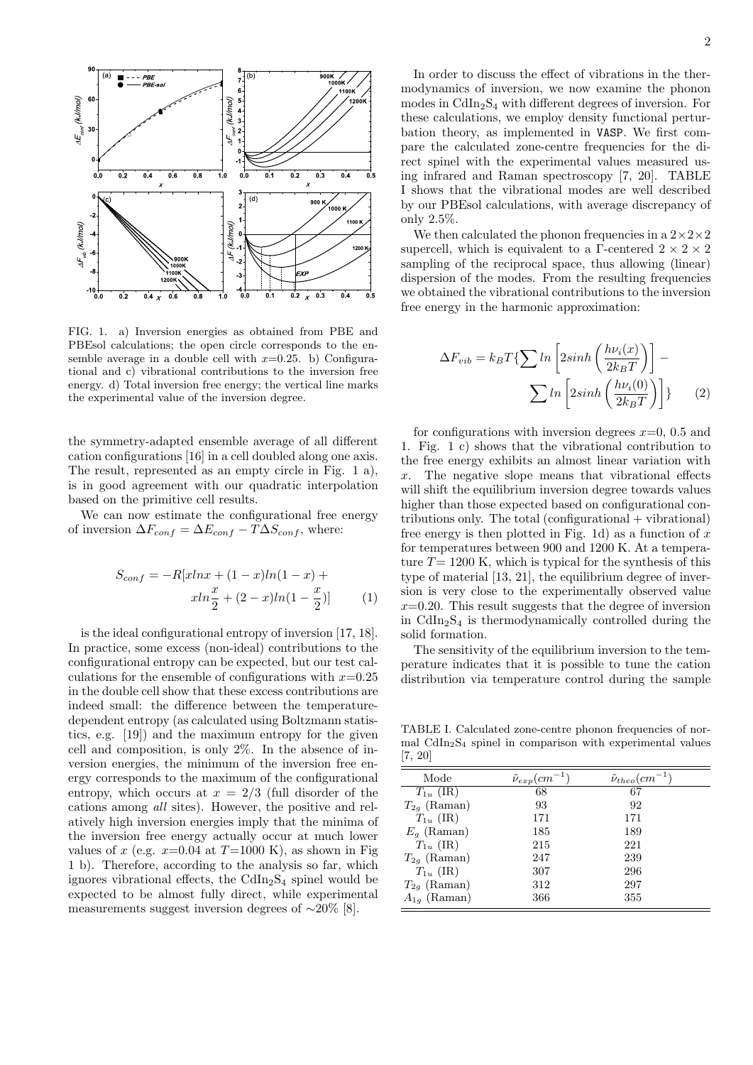FIG. 1. a) Inversion energies as obtained from PBE and PBEsol calculations; the open circle corresponds to the ensemble average in a double cell with $x$=0.25. b) Configurational and c) vibrational contributions to the inversion free energy. d) Total inversion free energy; the vertical line marks the experimental value of the inversion degree.

the symmetry-adapted ensemble average of all different cation configurations [16] in a cell doubled along one axis. The result, represented as an empty circle in Fig. 1 a), is in good agreement with our quadratic interpolation based on the primitive cell results.

We can now estimate the configurational free energy of inversion $\Delta F_{conf} = \Delta E_{conf} - T\Delta S_{conf}$, where:

$$S_{conf} = -R[x ln x + (1-x) ln(1-x) + x ln\frac{x}{2} + (2-x) ln(1-\frac{x}{2})] \qquad (1)$$

is the ideal configurational entropy of inversion [17, 18]. In practice, some excess (non-ideal) contributions to the configurational entropy can be expected, but our test calculations for the ensemble of configurations with $x$=0.25 in the double cell show that these excess contributions are indeed small: the difference between the temperature-dependent entropy (as calculated using Boltzmann statistics, e.g. [19]) and the maximum entropy for the given cell and composition, is only 2%. In the absence of inversion energies, the minimum of the inversion free energy corresponds to the maximum of the configurational entropy, which occurs at $x = 2/3$ (full disorder of the cations among *all* sites). However, the positive and relatively high inversion energies imply that the minima of the inversion free energy actually occur at much lower values of $x$ (e.g. $x$=0.04 at $T$=1000 K), as shown in Fig 1 b). Therefore, according to the analysis so far, which ignores vibrational effects, the $CdIn_2S_4$ spinel would be expected to be almost fully direct, while experimental measurements suggest inversion degrees of ∼20% [8].

In order to discuss the effect of vibrations in the thermodynamics of inversion, we now examine the phonon modes in $CdIn_2S_4$ with different degrees of inversion. For these calculations, we employ density functional perturbation theory, as implemented in VASP. We first compare the calculated zone-centre frequencies for the direct spinel with the experimental values measured using infrared and Raman spectroscopy [7, 20]. TABLE I shows that the vibrational modes are well described by our PBEsol calculations, with average discrepancy of only 2.5%.

We then calculated the phonon frequencies in a $2\times2\times2$ supercell, which is equivalent to a Γ-centered $2 \times 2 \times 2$ sampling of the reciprocal space, thus allowing (linear) dispersion of the modes. From the resulting frequencies we obtained the vibrational contributions to the inversion free energy in the harmonic approximation:

$$\Delta F_{vib} = k_B T \{ \sum ln\left[2 sinh\left(\frac{h\nu_i(x)}{2k_BT}\right)\right] - \sum ln\left[2 sinh\left(\frac{h\nu_i(0)}{2k_BT}\right)\right] \} \qquad (2)$$

for configurations with inversion degrees $x$=0, 0.5 and 1. Fig. 1 c) shows that the vibrational contribution to the free energy exhibits an almost linear variation with $x$. The negative slope means that vibrational effects will shift the equilibrium inversion degree towards values higher than those expected based on configurational contributions only. The total (configurational + vibrational) free energy is then plotted in Fig. 1d) as a function of $x$ for temperatures between 900 and 1200 K. At a temperature $T$= 1200 K, which is typical for the synthesis of this type of material [13, 21], the equilibrium degree of inversion is very close to the experimentally observed value $x$=0.20. This result suggests that the degree of inversion in $CdIn_2S_4$ is thermodynamically controlled during the solid formation.

The sensitivity of the equilibrium inversion to the temperature indicates that it is possible to tune the cation distribution via temperature control during the sample

TABLE I. Calculated zone-centre phonon frequencies of normal $CdIn_2S_4$ spinel in comparison with experimental values [7, 20]

| Mode | $\tilde{\nu}_{exp}(cm^{-1})$ | $\tilde{\nu}_{theo}(cm^{-1})$ |
|---|---|---|
| $T_{1u}$ (IR) | 68 | 67 |
| $T_{2g}$ (Raman) | 93 | 92 |
| $T_{1u}$ (IR) | 171 | 171 |
| $E_g$ (Raman) | 185 | 189 |
| $T_{1u}$ (IR) | 215 | 221 |
| $T_{2g}$ (Raman) | 247 | 239 |
| $T_{1u}$ (IR) | 307 | 296 |
| $T_{2g}$ (Raman) | 312 | 297 |
| $A_{1g}$ (Raman) | 366 | 355 |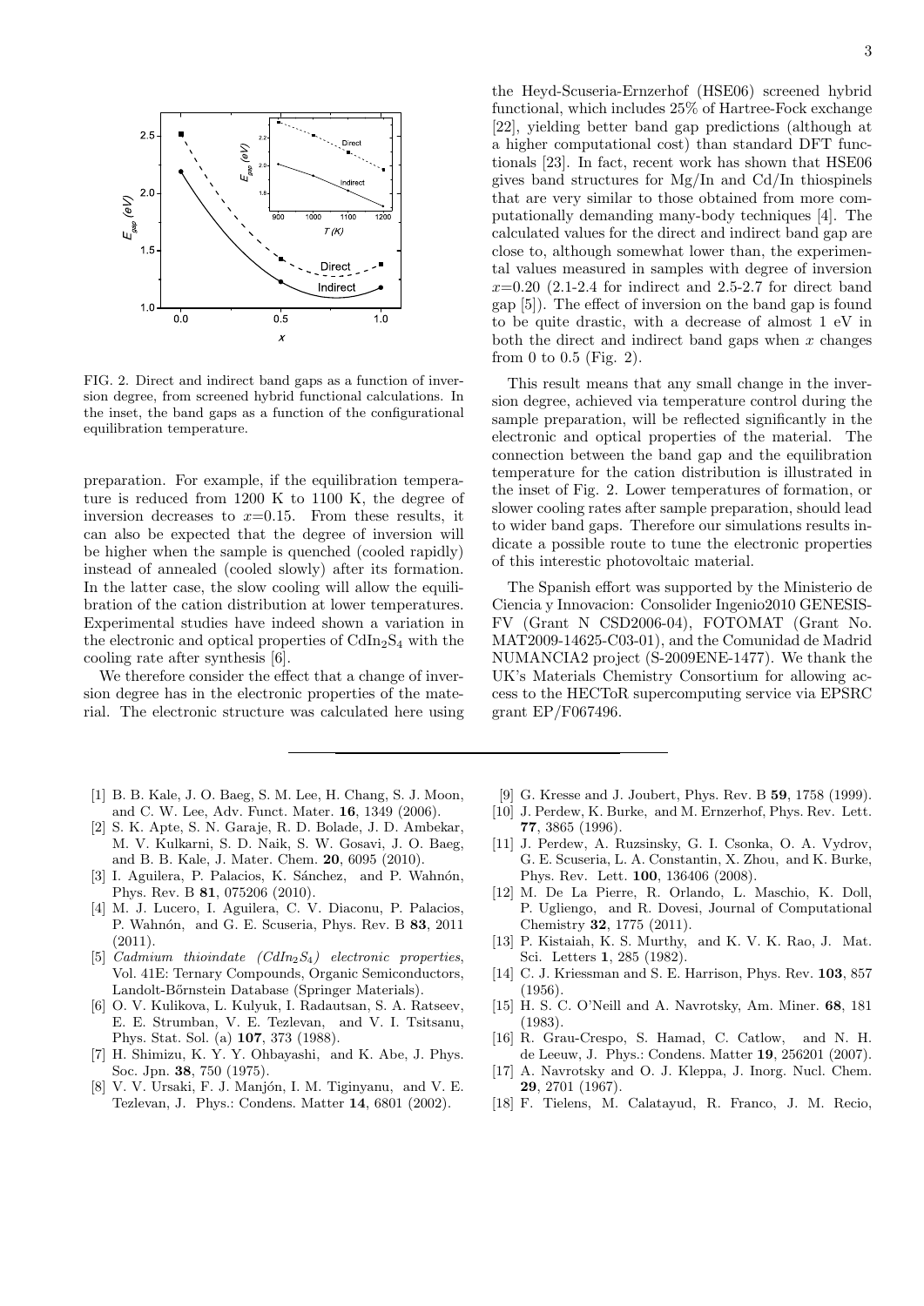FIG. 2. Direct and indirect band gaps as a function of inversion degree, from screened hybrid functional calculations. In the inset, the band gaps as a function of the configurational equilibration temperature.

preparation. For example, if the equilibration temperature is reduced from 1200 K to 1100 K, the degree of inversion decreases to $x$=0.15. From these results, it can also be expected that the degree of inversion will be higher when the sample is quenched (cooled rapidly) instead of annealed (cooled slowly) after its formation. In the latter case, the slow cooling will allow the equilibration of the cation distribution at lower temperatures. Experimental studies have indeed shown a variation in the electronic and optical properties of $CdIn_2S_4$ with the cooling rate after synthesis [6].

We therefore consider the effect that a change of inversion degree has in the electronic properties of the material. The electronic structure was calculated here using the Heyd-Scuseria-Ernzerhof (HSE06) screened hybrid functional, which includes 25% of Hartree-Fock exchange [22], yielding better band gap predictions (although at a higher computational cost) than standard DFT functionals [23]. In fact, recent work has shown that HSE06 gives band structures for Mg/In and Cd/In thiospinels that are very similar to those obtained from more computationally demanding many-body techniques [4]. The calculated values for the direct and indirect band gap are close to, although somewhat lower than, the experimental values measured in samples with degree of inversion $x$=0.20 (2.1-2.4 for indirect and 2.5-2.7 for direct band gap [5]). The effect of inversion on the band gap is found to be quite drastic, with a decrease of almost 1 eV in both the direct and indirect band gaps when $x$ changes from 0 to 0.5 (Fig. 2).

This result means that any small change in the inversion degree, achieved via temperature control during the sample preparation, will be reflected significantly in the electronic and optical properties of the material. The connection between the band gap and the equilibration temperature for the cation distribution is illustrated in the inset of Fig. 2. Lower temperatures of formation, or slower cooling rates after sample preparation, should lead to wider band gaps. Therefore our simulations results indicate a possible route to tune the electronic properties of this interestic photovoltaic material.

The Spanish effort was supported by the Ministerio de Ciencia y Innovacion: Consolider Ingenio2010 GENESIS-FV (Grant N CSD2006-04), FOTOMAT (Grant No. MAT2009-14625-C03-01), and the Comunidad de Madrid NUMANCIA2 project (S-2009ENE-1477). We thank the UK's Materials Chemistry Consortium for allowing access to the HECToR supercomputing service via EPSRC grant EP/F067496.

---

[1] B. B. Kale, J. O. Baeg, S. M. Lee, H. Chang, S. J. Moon, and C. W. Lee, Adv. Funct. Mater. **16**, 1349 (2006).

[2] S. K. Apte, S. N. Garaje, R. D. Bolade, J. D. Ambekar, M. V. Kulkarni, S. D. Naik, S. W. Gosavi, J. O. Baeg, and B. B. Kale, J. Mater. Chem. **20**, 6095 (2010).

[3] I. Aguilera, P. Palacios, K. Sánchez, and P. Wahnón, Phys. Rev. B **81**, 075206 (2010).

[4] M. J. Lucero, I. Aguilera, C. V. Diaconu, P. Palacios, P. Wahnón, and G. E. Scuseria, Phys. Rev. B **83**, 2011 (2011).

[5] *Cadmium thioindate ($CdIn_2S_4$) electronic properties*, Vol. 41E: Ternary Compounds, Organic Semiconductors, Landolt-Bőrnstein Database (Springer Materials).

[6] O. V. Kulikova, L. Kulyuk, I. Radautsan, S. A. Ratseev, E. E. Strumban, V. E. Tezlevan, and V. I. Tsitsanu, Phys. Stat. Sol. (a) **107**, 373 (1988).

[7] H. Shimizu, K. Y. Y. Ohbayashi, and K. Abe, J. Phys. Soc. Jpn. **38**, 750 (1975).

[8] V. V. Ursaki, F. J. Manjón, I. M. Tiginyanu, and V. E. Tezlevan, J. Phys.: Condens. Matter **14**, 6801 (2002).

[9] G. Kresse and J. Joubert, Phys. Rev. B **59**, 1758 (1999).

[10] J. Perdew, K. Burke, and M. Ernzerhof, Phys. Rev. Lett. **77**, 3865 (1996).

[11] J. Perdew, A. Ruzsinsky, G. I. Csonka, O. A. Vydrov, G. E. Scuseria, L. A. Constantin, X. Zhou, and K. Burke, Phys. Rev. Lett. **100**, 136406 (2008).

[12] M. De La Pierre, R. Orlando, L. Maschio, K. Doll, P. Ugliengo, and R. Dovesi, Journal of Computational Chemistry **32**, 1775 (2011).

[13] P. Kistaiah, K. S. Murthy, and K. V. K. Rao, J. Mat. Sci. Letters **1**, 285 (1982).

[14] C. J. Kriessman and S. E. Harrison, Phys. Rev. **103**, 857 (1956).

[15] H. S. C. O'Neill and A. Navrotsky, Am. Miner. **68**, 181 (1983).

[16] R. Grau-Crespo, S. Hamad, C. Catlow, and N. H. de Leeuw, J. Phys.: Condens. Matter **19**, 256201 (2007).

[17] A. Navrotsky and O. J. Kleppa, J. Inorg. Nucl. Chem. **29**, 2701 (1967).

[18] F. Tielens, M. Calatayud, R. Franco, J. M. Recio,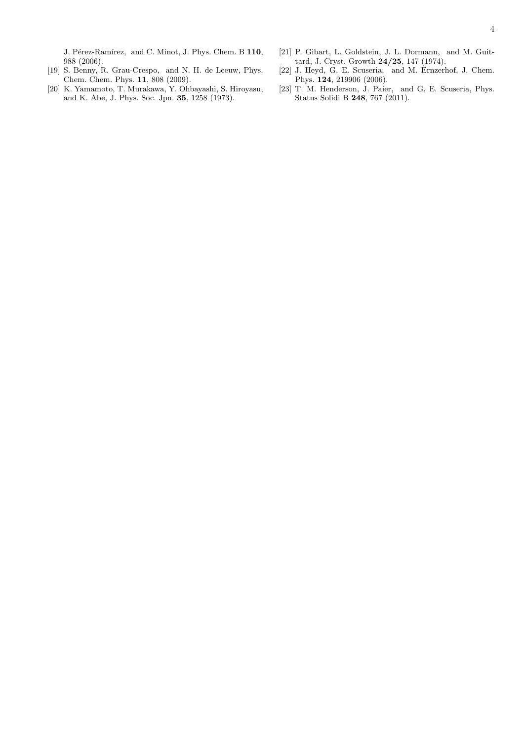J. Pérez-Ramírez, and C. Minot, J. Phys. Chem. B **110**, 988 (2006).

[19] S. Benny, R. Grau-Crespo, and N. H. de Leeuw, Phys. Chem. Chem. Phys. **11**, 808 (2009).

[20] K. Yamamoto, T. Murakawa, Y. Ohbayashi, S. Hiroyasu, and K. Abe, J. Phys. Soc. Jpn. **35**, 1258 (1973).

[21] P. Gibart, L. Goldstein, J. L. Dormann, and M. Guittard, J. Cryst. Growth **24/25**, 147 (1974).

[22] J. Heyd, G. E. Scuseria, and M. Ernzerhof, J. Chem. Phys. **124**, 219906 (2006).

[23] T. M. Henderson, J. Paier, and G. E. Scuseria, Phys. Status Solidi B **248**, 767 (2011).